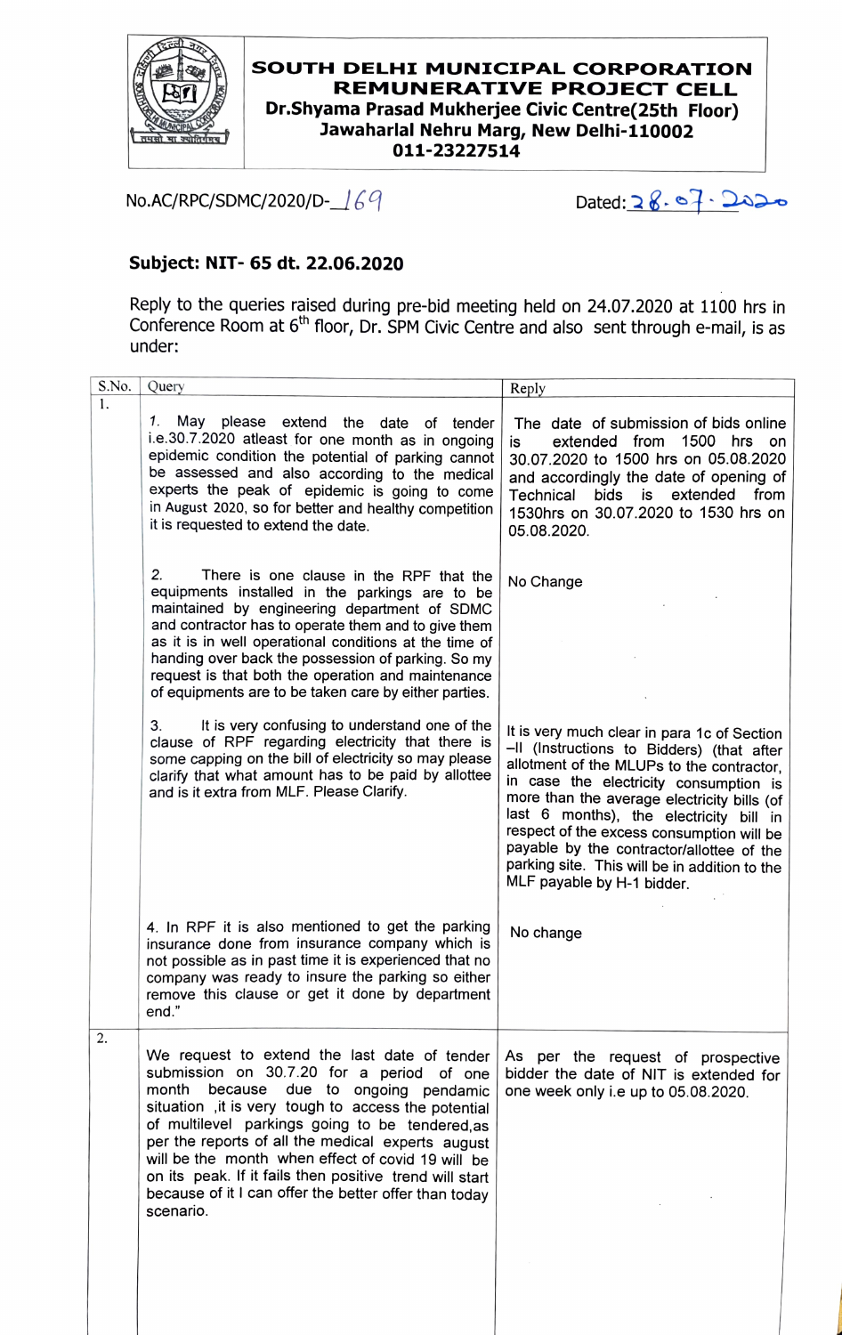**SOUTH DELHI MUNICIPAL CORPORATION**
**REMUNERATIVE PROJECT CELL**
**Dr.Shyama Prasad Mukherjee Civic Centre(25th Floor)**
**Jawaharlal Nehru Marg, New Delhi-110002**
**011-23227514**

No.AC/RPC/SDMC/2020/D-169 Dated: 28.07.2020

**Subject: NIT- 65 dt. 22.06.2020**

Reply to the queries raised during pre-bid meeting held on 24.07.2020 at 1100 hrs in Conference Room at 6th floor, Dr. SPM Civic Centre and also sent through e-mail, is as under:

| S.No. | Query | Reply |
|---|---|---|
| 1. | 1. May please extend the date of tender i.e.30.7.2020 atleast for one month as in ongoing epidemic condition the potential of parking cannot be assessed and also according to the medical experts the peak of epidemic is going to come in August 2020, so for better and healthy competition it is requested to extend the date. | The date of submission of bids online is extended from 1500 hrs on 30.07.2020 to 1500 hrs on 05.08.2020 and accordingly the date of opening of Technical bids is extended from 1530hrs on 30.07.2020 to 1530 hrs on 05.08.2020. |
| | 2. There is one clause in the RPF that the equipments installed in the parkings are to be maintained by engineering department of SDMC and contractor has to operate them and to give them as it is in well operational conditions at the time of handing over back the possession of parking. So my request is that both the operation and maintenance of equipments are to be taken care by either parties. | No Change |
| | 3. It is very confusing to understand one of the clause of RPF regarding electricity that there is some capping on the bill of electricity so may please clarify that what amount has to be paid by allottee and is it extra from MLF. Please Clarify. | It is very much clear in para 1c of Section –II (Instructions to Bidders) (that after allotment of the MLUPs to the contractor, in case the electricity consumption is more than the average electricity bills (of last 6 months), the electricity bill in respect of the excess consumption will be payable by the contractor/allottee of the parking site. This will be in addition to the MLF payable by H-1 bidder. |
| | 4. In RPF it is also mentioned to get the parking insurance done from insurance company which is not possible as in past time it is experienced that no company was ready to insure the parking so either remove this clause or get it done by department end." | No change |
| 2. | We request to extend the last date of tender submission on 30.7.20 for a period of one month because due to ongoing pendamic situation ,it is very tough to access the potential of multilevel parkings going to be tendered,as per the reports of all the medical experts august will be the month when effect of covid 19 will be on its peak. If it fails then positive trend will start because of it I can offer the better offer than today scenario. | As per the request of prospective bidder the date of NIT is extended for one week only i.e up to 05.08.2020. |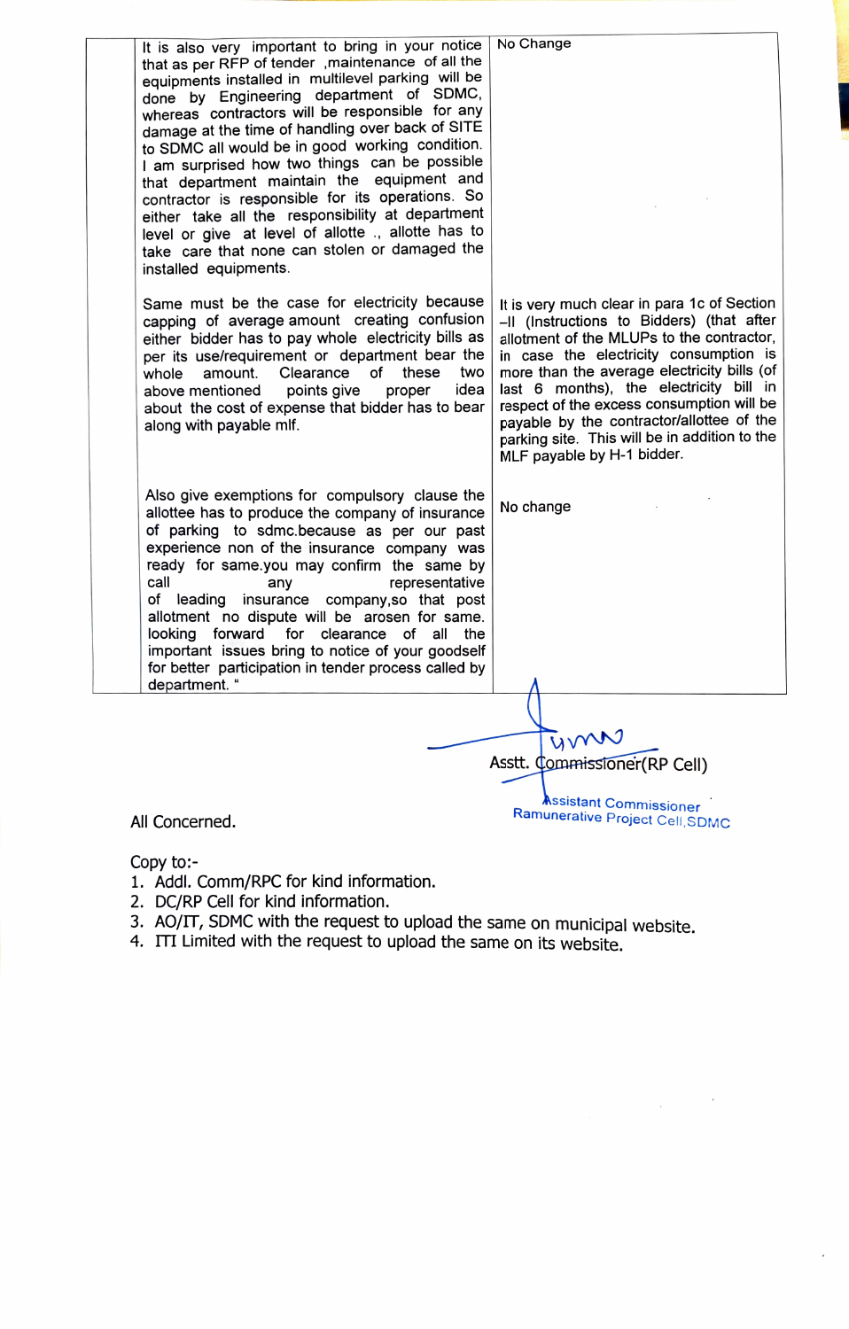| | | |
|---|---|---|
| | It is also very important to bring in your notice that as per RFP of tender ,maintenance of all the equipments installed in multilevel parking will be done by Engineering department of SDMC, whereas contractors will be responsible for any damage at the time of handling over back of SITE to SDMC all would be in good working condition. I am surprised how two things can be possible that department maintain the equipment and contractor is responsible for its operations. So either take all the responsibility at department level or give at level of allotte ., allotte has to take care that none can stolen or damaged the installed equipments. | No Change |
| | Same must be the case for electricity because capping of average amount creating confusion either bidder has to pay whole electricity bills as per its use/requirement or department bear the whole amount. Clearance of these two above mentioned points give proper idea about the cost of expense that bidder has to bear along with payable mlf. | It is very much clear in para 1c of Section –II (Instructions to Bidders) (that after allotment of the MLUPs to the contractor, in case the electricity consumption is more than the average electricity bills (of last 6 months), the electricity bill in respect of the excess consumption will be payable by the contractor/allottee of the parking site. This will be in addition to the MLF payable by H-1 bidder. |
| | Also give exemptions for compulsory clause the allottee has to produce the company of insurance of parking to sdmc.because as per our past experience non of the insurance company was ready for same.you may confirm the same by call any representative of leading insurance company,so that post allotment no dispute will be arosen for same. looking forward for clearance of all the important issues bring to notice of your goodself for better participation in tender process called by department. " | No change |

Asstt. Commissioner(RP Cell)

Assistant Commissioner
Ramunerative Project Cell,SDMC

All Concerned.

Copy to:-

1. Addl. Comm/RPC for kind information.
2. DC/RP Cell for kind information.
3. AO/IT, SDMC with the request to upload the same on municipal website.
4. ITI Limited with the request to upload the same on its website.